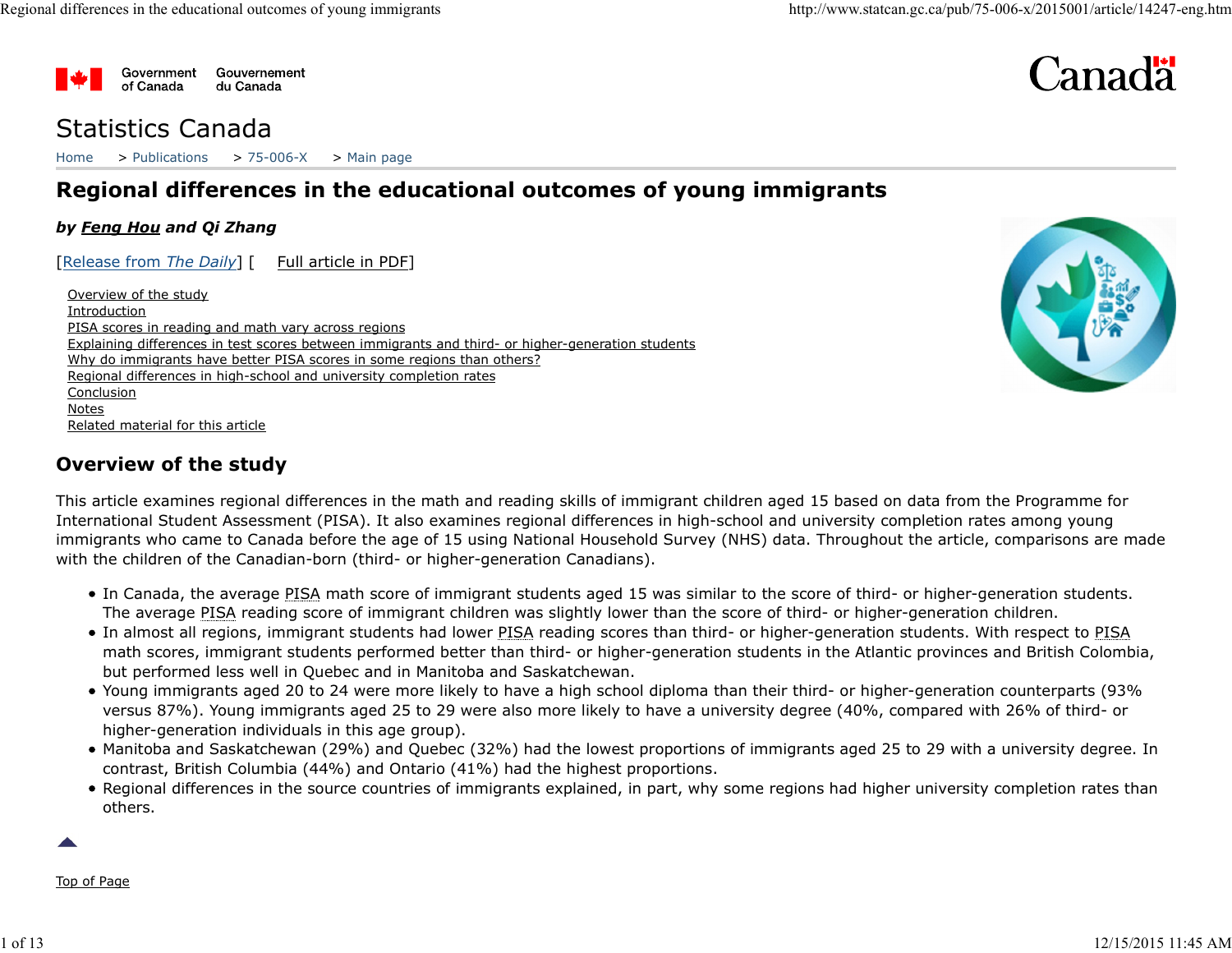Government of Canada | Gouvernement du Canada

Statistics Canada

Home > Publications > 75-006-X > Main page

# Regional differences in the educational outcomes of young immigrants

***by Feng Hou and Qi Zhang***

[Release from *The Daily*] [ Full article in PDF]

- Overview of the study
- Introduction
- PISA scores in reading and math vary across regions
- Explaining differences in test scores between immigrants and third- or higher-generation students
- Why do immigrants have better PISA scores in some regions than others?
- Regional differences in high-school and university completion rates
- Conclusion
- Notes
- Related material for this article

## Overview of the study

This article examines regional differences in the math and reading skills of immigrant children aged 15 based on data from the Programme for International Student Assessment (PISA). It also examines regional differences in high-school and university completion rates among young immigrants who came to Canada before the age of 15 using National Household Survey (NHS) data. Throughout the article, comparisons are made with the children of the Canadian-born (third- or higher-generation Canadians).

- In Canada, the average PISA math score of immigrant students aged 15 was similar to the score of third- or higher-generation students. The average PISA reading score of immigrant children was slightly lower than the score of third- or higher-generation children.
- In almost all regions, immigrant students had lower PISA reading scores than third- or higher-generation students. With respect to PISA math scores, immigrant students performed better than third- or higher-generation students in the Atlantic provinces and British Colombia, but performed less well in Quebec and in Manitoba and Saskatchewan.
- Young immigrants aged 20 to 24 were more likely to have a high school diploma than their third- or higher-generation counterparts (93% versus 87%). Young immigrants aged 25 to 29 were also more likely to have a university degree (40%, compared with 26% of third- or higher-generation individuals in this age group).
- Manitoba and Saskatchewan (29%) and Quebec (32%) had the lowest proportions of immigrants aged 25 to 29 with a university degree. In contrast, British Columbia (44%) and Ontario (41%) had the highest proportions.
- Regional differences in the source countries of immigrants explained, in part, why some regions had higher university completion rates than others.

Top of Page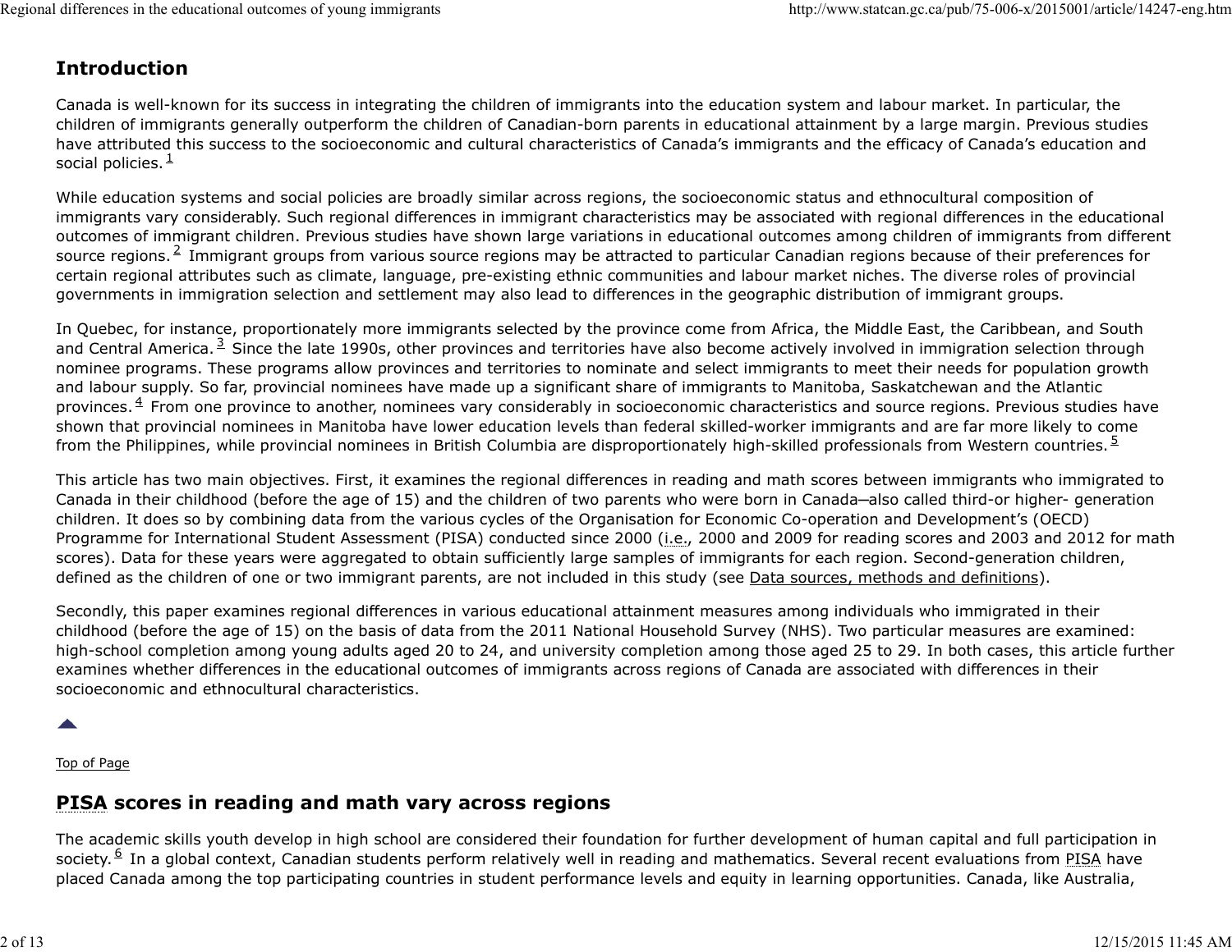## Introduction

Canada is well-known for its success in integrating the children of immigrants into the education system and labour market. In particular, the children of immigrants generally outperform the children of Canadian-born parents in educational attainment by a large margin. Previous studies have attributed this success to the socioeconomic and cultural characteristics of Canada's immigrants and the efficacy of Canada's education and social policies.[1]

While education systems and social policies are broadly similar across regions, the socioeconomic status and ethnocultural composition of immigrants vary considerably. Such regional differences in immigrant characteristics may be associated with regional differences in the educational outcomes of immigrant children. Previous studies have shown large variations in educational outcomes among children of immigrants from different source regions.[2] Immigrant groups from various source regions may be attracted to particular Canadian regions because of their preferences for certain regional attributes such as climate, language, pre-existing ethnic communities and labour market niches. The diverse roles of provincial governments in immigration selection and settlement may also lead to differences in the geographic distribution of immigrant groups.

In Quebec, for instance, proportionately more immigrants selected by the province come from Africa, the Middle East, the Caribbean, and South and Central America.[3] Since the late 1990s, other provinces and territories have also become actively involved in immigration selection through nominee programs. These programs allow provinces and territories to nominate and select immigrants to meet their needs for population growth and labour supply. So far, provincial nominees have made up a significant share of immigrants to Manitoba, Saskatchewan and the Atlantic provinces.[4] From one province to another, nominees vary considerably in socioeconomic characteristics and source regions. Previous studies have shown that provincial nominees in Manitoba have lower education levels than federal skilled-worker immigrants and are far more likely to come from the Philippines, while provincial nominees in British Columbia are disproportionately high-skilled professionals from Western countries.[5]

This article has two main objectives. First, it examines the regional differences in reading and math scores between immigrants who immigrated to Canada in their childhood (before the age of 15) and the children of two parents who were born in Canada—also called third-or higher- generation children. It does so by combining data from the various cycles of the Organisation for Economic Co-operation and Development's (OECD) Programme for International Student Assessment (PISA) conducted since 2000 (i.e., 2000 and 2009 for reading scores and 2003 and 2012 for math scores). Data for these years were aggregated to obtain sufficiently large samples of immigrants for each region. Second-generation children, defined as the children of one or two immigrant parents, are not included in this study (see Data sources, methods and definitions).

Secondly, this paper examines regional differences in various educational attainment measures among individuals who immigrated in their childhood (before the age of 15) on the basis of data from the 2011 National Household Survey (NHS). Two particular measures are examined: high-school completion among young adults aged 20 to 24, and university completion among those aged 25 to 29. In both cases, this article further examines whether differences in the educational outcomes of immigrants across regions of Canada are associated with differences in their socioeconomic and ethnocultural characteristics.

Top of Page

## PISA scores in reading and math vary across regions

The academic skills youth develop in high school are considered their foundation for further development of human capital and full participation in society.[6] In a global context, Canadian students perform relatively well in reading and mathematics. Several recent evaluations from PISA have placed Canada among the top participating countries in student performance levels and equity in learning opportunities. Canada, like Australia,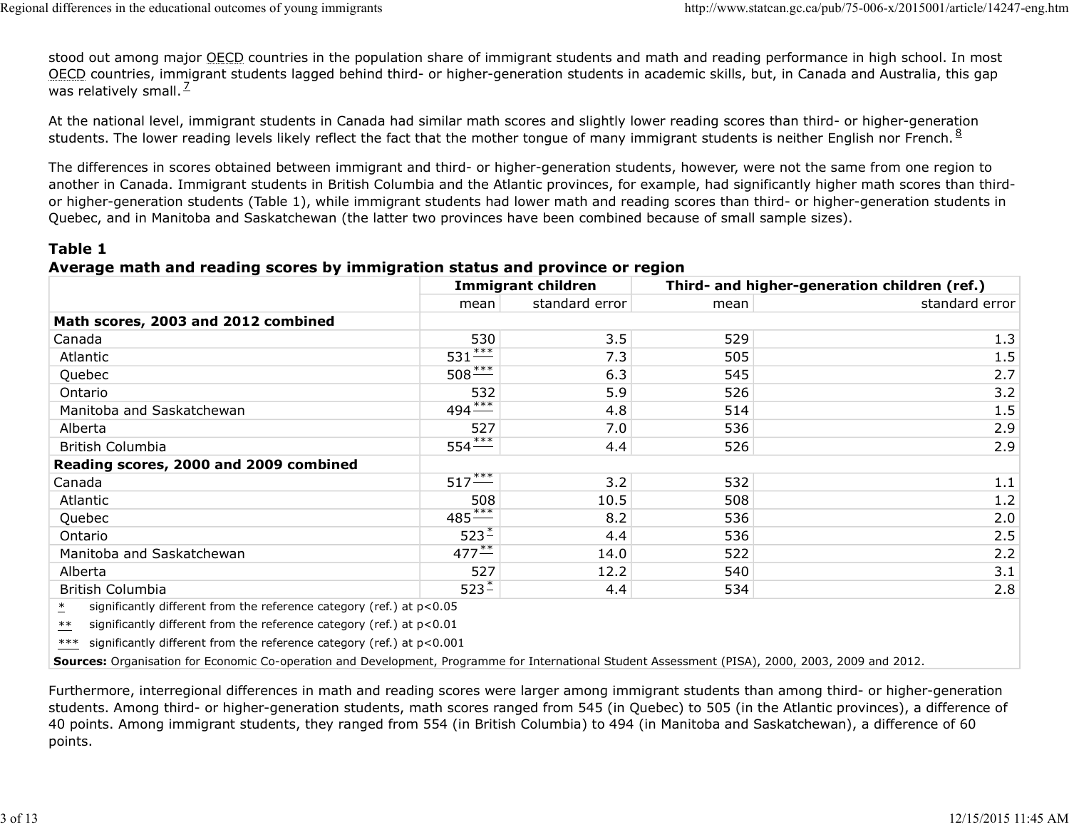stood out among major OECD countries in the population share of immigrant students and math and reading performance in high school. In most OECD countries, immigrant students lagged behind third- or higher-generation students in academic skills, but, in Canada and Australia, this gap was relatively small.[7]

At the national level, immigrant students in Canada had similar math scores and slightly lower reading scores than third- or higher-generation students. The lower reading levels likely reflect the fact that the mother tongue of many immigrant students is neither English nor French.[8]

The differences in scores obtained between immigrant and third- or higher-generation students, however, were not the same from one region to another in Canada. Immigrant students in British Columbia and the Atlantic provinces, for example, had significantly higher math scores than third- or higher-generation students (Table 1), while immigrant students had lower math and reading scores than third- or higher-generation students in Quebec, and in Manitoba and Saskatchewan (the latter two provinces have been combined because of small sample sizes).

### Table 1
### Average math and reading scores by immigration status and province or region

| | Immigrant children | | Third- and higher-generation children (ref.) | |
|---|---|---|---|---|
| | mean | standard error | mean | standard error |
| **Math scores, 2003 and 2012 combined** | | | | |
| Canada | 530 | 3.5 | 529 | 1.3 |
| Atlantic | 531*** | 7.3 | 505 | 1.5 |
| Quebec | 508*** | 6.3 | 545 | 2.7 |
| Ontario | 532 | 5.9 | 526 | 3.2 |
| Manitoba and Saskatchewan | 494*** | 4.8 | 514 | 1.5 |
| Alberta | 527 | 7.0 | 536 | 2.9 |
| British Columbia | 554*** | 4.4 | 526 | 2.9 |
| **Reading scores, 2000 and 2009 combined** | | | | |
| Canada | 517*** | 3.2 | 532 | 1.1 |
| Atlantic | 508 | 10.5 | 508 | 1.2 |
| Quebec | 485*** | 8.2 | 536 | 2.0 |
| Ontario | 523* | 4.4 | 536 | 2.5 |
| Manitoba and Saskatchewan | 477** | 14.0 | 522 | 2.2 |
| Alberta | 527 | 12.2 | 540 | 3.1 |
| British Columbia | 523* | 4.4 | 534 | 2.8 |

\* significantly different from the reference category (ref.) at $p<0.05$

\*\* significantly different from the reference category (ref.) at $p<0.01$

\*\*\* significantly different from the reference category (ref.) at $p<0.001$

**Sources:** Organisation for Economic Co-operation and Development, Programme for International Student Assessment (PISA), 2000, 2003, 2009 and 2012.

Furthermore, interregional differences in math and reading scores were larger among immigrant students than among third- or higher-generation students. Among third- or higher-generation students, math scores ranged from 545 (in Quebec) to 505 (in the Atlantic provinces), a difference of 40 points. Among immigrant students, they ranged from 554 (in British Columbia) to 494 (in Manitoba and Saskatchewan), a difference of 60 points.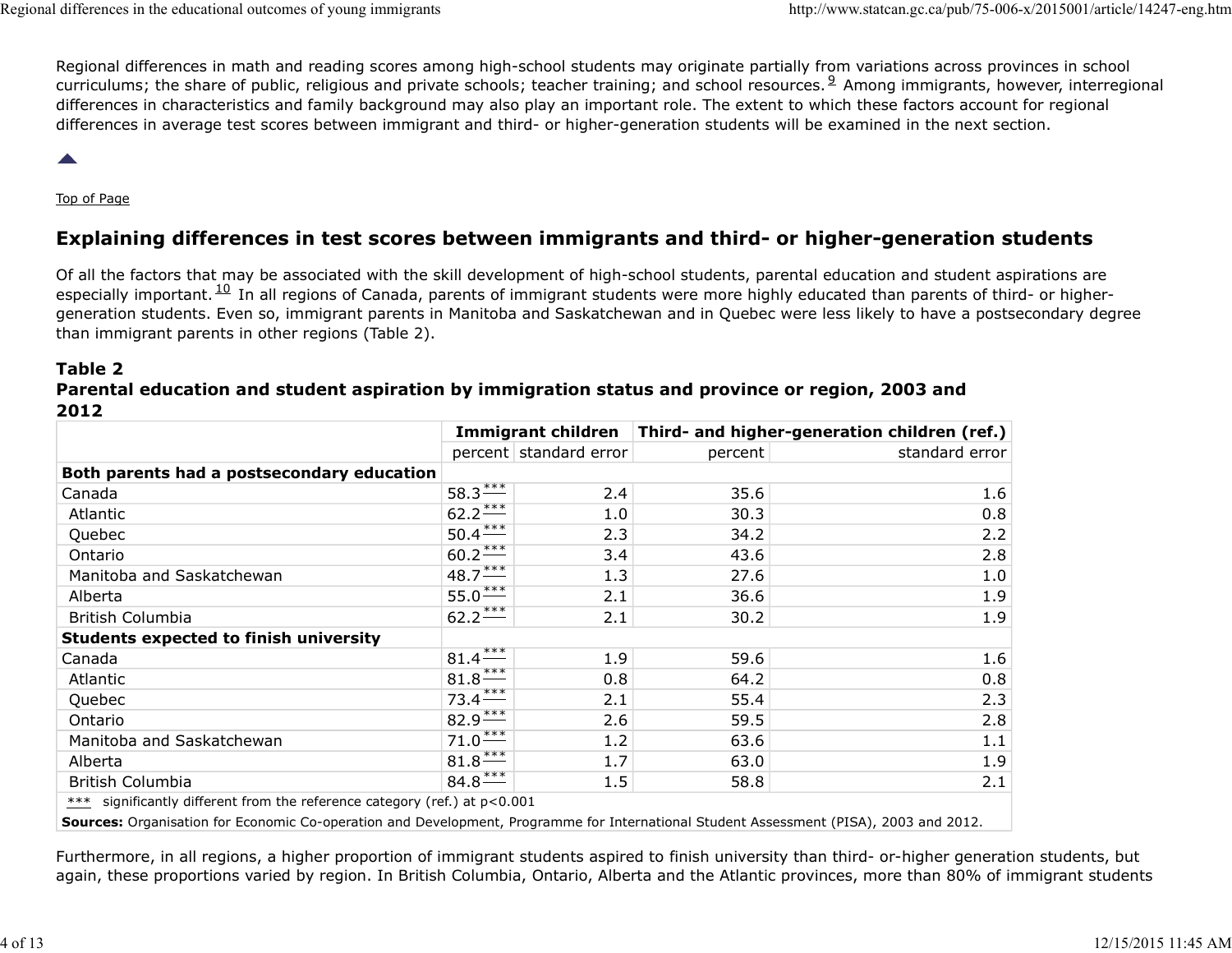Regional differences in math and reading scores among high-school students may originate partially from variations across provinces in school curriculums; the share of public, religious and private schools; teacher training; and school resources.[9] Among immigrants, however, interregional differences in characteristics and family background may also play an important role. The extent to which these factors account for regional differences in average test scores between immigrant and third- or higher-generation students will be examined in the next section.

Top of Page

## Explaining differences in test scores between immigrants and third- or higher-generation students

Of all the factors that may be associated with the skill development of high-school students, parental education and student aspirations are especially important.[10] In all regions of Canada, parents of immigrant students were more highly educated than parents of third- or higher-generation students. Even so, immigrant parents in Manitoba and Saskatchewan and in Quebec were less likely to have a postsecondary degree than immigrant parents in other regions (Table 2).

### Table 2
### Parental education and student aspiration by immigration status and province or region, 2003 and 2012

| | Immigrant children | | Third- and higher-generation children (ref.) | |
|---|---|---|---|---|
| | percent | standard error | percent | standard error |
| **Both parents had a postsecondary education** | | | | |
| Canada | 58.3*** | 2.4 | 35.6 | 1.6 |
| Atlantic | 62.2*** | 1.0 | 30.3 | 0.8 |
| Quebec | 50.4*** | 2.3 | 34.2 | 2.2 |
| Ontario | 60.2*** | 3.4 | 43.6 | 2.8 |
| Manitoba and Saskatchewan | 48.7*** | 1.3 | 27.6 | 1.0 |
| Alberta | 55.0*** | 2.1 | 36.6 | 1.9 |
| British Columbia | 62.2*** | 2.1 | 30.2 | 1.9 |
| **Students expected to finish university** | | | | |
| Canada | 81.4*** | 1.9 | 59.6 | 1.6 |
| Atlantic | 81.8*** | 0.8 | 64.2 | 0.8 |
| Quebec | 73.4*** | 2.1 | 55.4 | 2.3 |
| Ontario | 82.9*** | 2.6 | 59.5 | 2.8 |
| Manitoba and Saskatchewan | 71.0*** | 1.2 | 63.6 | 1.1 |
| Alberta | 81.8*** | 1.7 | 63.0 | 1.9 |
| British Columbia | 84.8*** | 1.5 | 58.8 | 2.1 |

*** significantly different from the reference category (ref.) at $p<0.001$

**Sources:** Organisation for Economic Co-operation and Development, Programme for International Student Assessment (PISA), 2003 and 2012.

Furthermore, in all regions, a higher proportion of immigrant students aspired to finish university than third- or-higher generation students, but again, these proportions varied by region. In British Columbia, Ontario, Alberta and the Atlantic provinces, more than 80% of immigrant students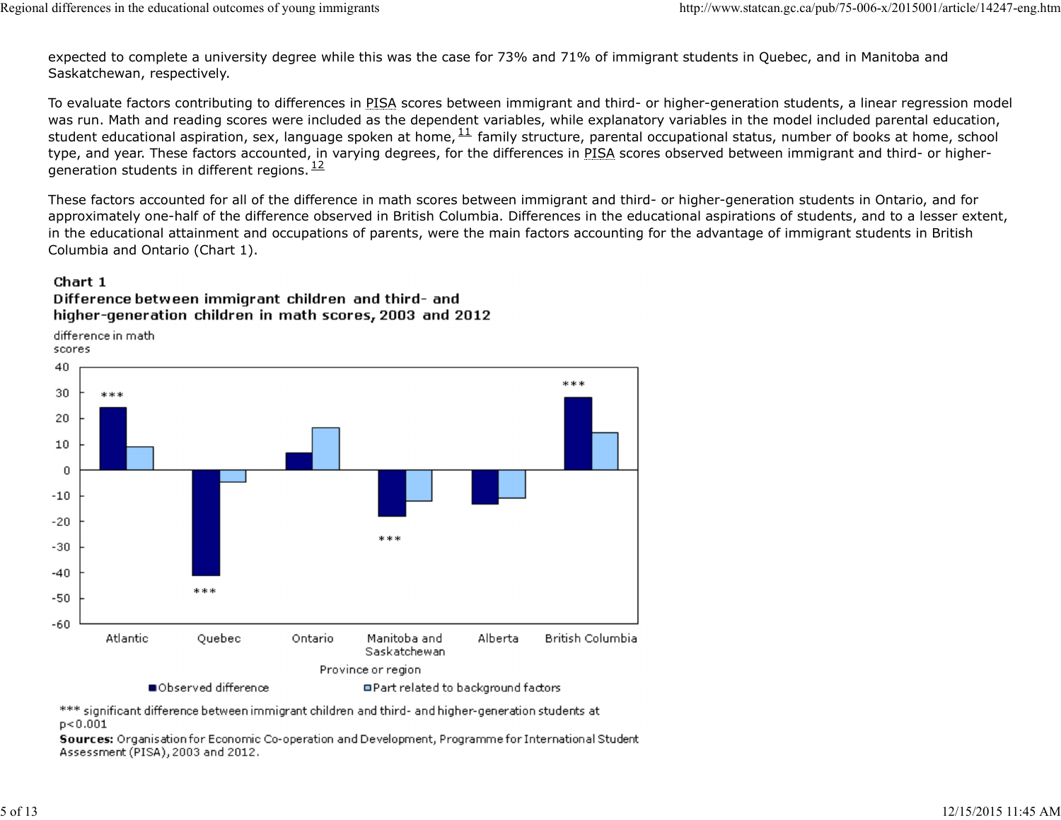expected to complete a university degree while this was the case for 73% and 71% of immigrant students in Quebec, and in Manitoba and Saskatchewan, respectively.

To evaluate factors contributing to differences in PISA scores between immigrant and third- or higher-generation students, a linear regression model was run. Math and reading scores were included as the dependent variables, while explanatory variables in the model included parental education, student educational aspiration, sex, language spoken at home,[11] family structure, parental occupational status, number of books at home, school type, and year. These factors accounted, in varying degrees, for the differences in PISA scores observed between immigrant and third- or higher-generation students in different regions.[12]

These factors accounted for all of the difference in math scores between immigrant and third- or higher-generation students in Ontario, and for approximately one-half of the difference observed in British Columbia. Differences in the educational aspirations of students, and to a lesser extent, in the educational attainment and occupations of parents, were the main factors accounting for the advantage of immigrant students in British Columbia and Ontario (Chart 1).

**Chart 1**
**Difference between immigrant children and third- and higher-generation children in math scores, 2003 and 2012**

difference in math scores

| Province or region | Observed difference | Part related to background factors |
|---|---|---|
| Atlantic | 24 *** | 9 |
| Quebec | -41 *** | -5 |
| Ontario | 7 | 16 |
| Manitoba and Saskatchewan | -18 *** | -12 |
| Alberta | -13 | -11 |
| British Columbia | 28 *** | 14 |

*** significant difference between immigrant children and third- and higher-generation students at $p<0.001$

**Sources:** Organisation for Economic Co-operation and Development, Programme for International Student Assessment (PISA), 2003 and 2012.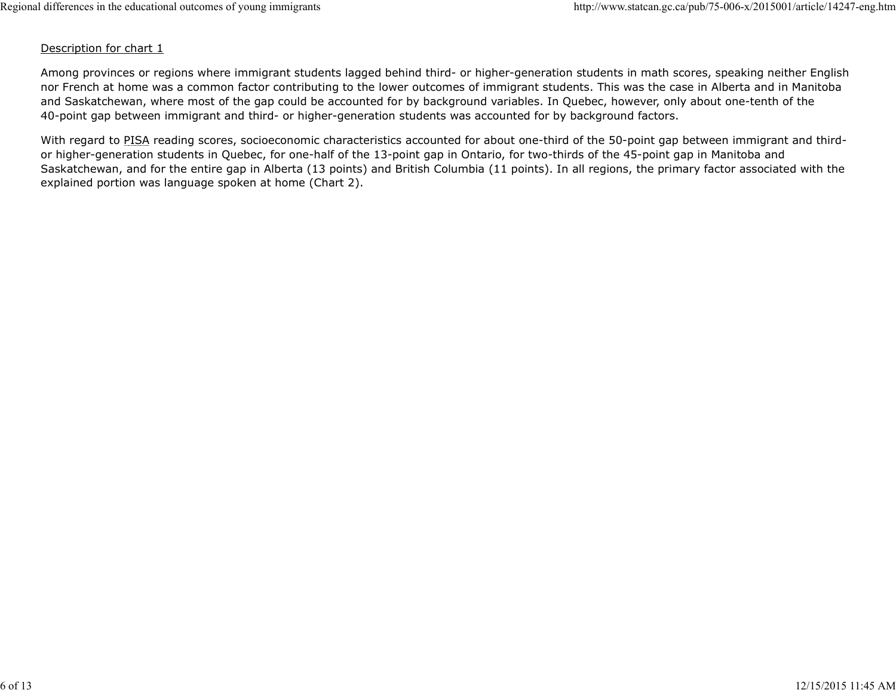Description for chart 1

Among provinces or regions where immigrant students lagged behind third- or higher-generation students in math scores, speaking neither English nor French at home was a common factor contributing to the lower outcomes of immigrant students. This was the case in Alberta and in Manitoba and Saskatchewan, where most of the gap could be accounted for by background variables. In Quebec, however, only about one-tenth of the 40-point gap between immigrant and third- or higher-generation students was accounted for by background factors.

With regard to PISA reading scores, socioeconomic characteristics accounted for about one-third of the 50-point gap between immigrant and third- or higher-generation students in Quebec, for one-half of the 13-point gap in Ontario, for two-thirds of the 45-point gap in Manitoba and Saskatchewan, and for the entire gap in Alberta (13 points) and British Columbia (11 points). In all regions, the primary factor associated with the explained portion was language spoken at home (Chart 2).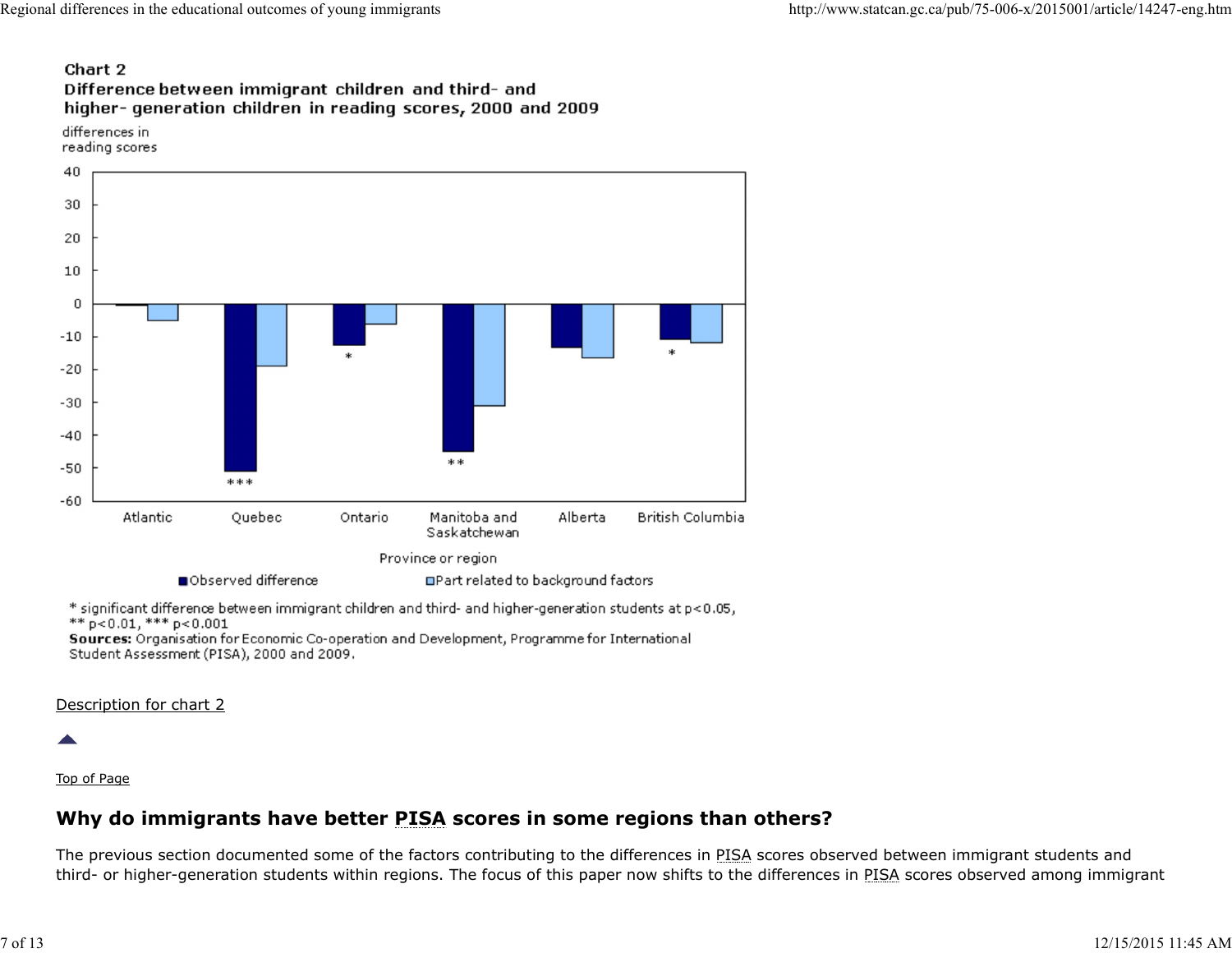**Chart 2**
**Difference between immigrant children and third- and higher-generation children in reading scores, 2000 and 2009**

\* significant difference between immigrant children and third- and higher-generation students at $p<0.05$, ** $p<0.01$, *** $p<0.001$

**Sources:** Organisation for Economic Co-operation and Development, Programme for International Student Assessment (PISA), 2000 and 2009.

Description for chart 2

Top of Page

## Why do immigrants have better PISA scores in some regions than others?

The previous section documented some of the factors contributing to the differences in PISA scores observed between immigrant students and third- or higher-generation students within regions. The focus of this paper now shifts to the differences in PISA scores observed among immigrant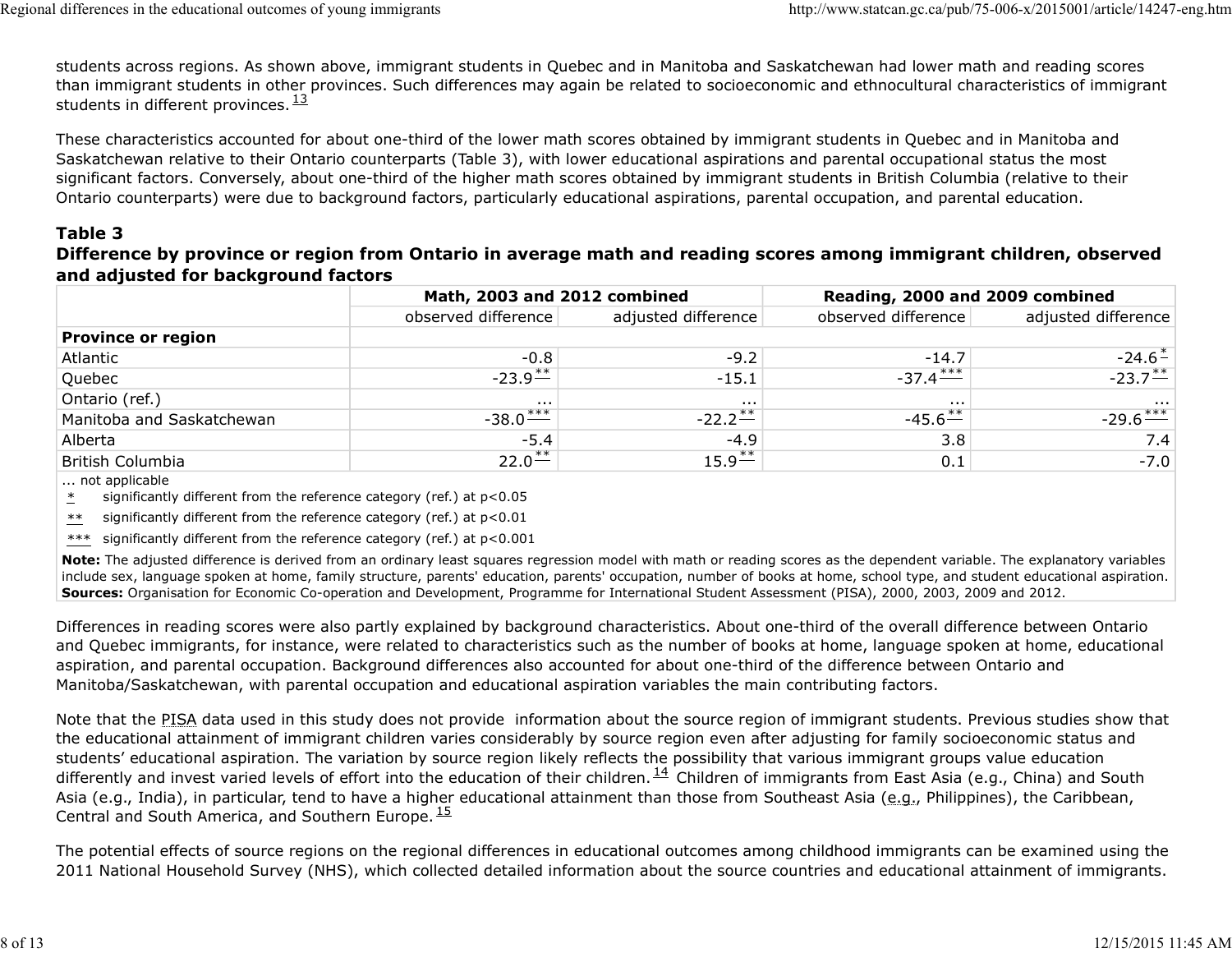students across regions. As shown above, immigrant students in Quebec and in Manitoba and Saskatchewan had lower math and reading scores than immigrant students in other provinces. Such differences may again be related to socioeconomic and ethnocultural characteristics of immigrant students in different provinces.[13]

These characteristics accounted for about one-third of the lower math scores obtained by immigrant students in Quebec and in Manitoba and Saskatchewan relative to their Ontario counterparts (Table 3), with lower educational aspirations and parental occupational status the most significant factors. Conversely, about one-third of the higher math scores obtained by immigrant students in British Columbia (relative to their Ontario counterparts) were due to background factors, particularly educational aspirations, parental occupation, and parental education.

### Table 3
**Difference by province or region from Ontario in average math and reading scores among immigrant children, observed and adjusted for background factors**

| | Math, 2003 and 2012 combined | | Reading, 2000 and 2009 combined | |
|---|---|---|---|---|
| | observed difference | adjusted difference | observed difference | adjusted difference |
| **Province or region** | | | | |
| Atlantic | -0.8 | -9.2 | -14.7 | -24.6* |
| Quebec | -23.9** | -15.1 | -37.4*** | -23.7** |
| Ontario (ref.) | ... | ... | ... | ... |
| Manitoba and Saskatchewan | -38.0*** | -22.2** | -45.6** | -29.6*** |
| Alberta | -5.4 | -4.9 | 3.8 | 7.4 |
| British Columbia | 22.0** | 15.9** | 0.1 | -7.0 |

... not applicable

\* significantly different from the reference category (ref.) at p<0.05

\*\* significantly different from the reference category (ref.) at p<0.01

\*\*\* significantly different from the reference category (ref.) at p<0.001

**Note:** The adjusted difference is derived from an ordinary least squares regression model with math or reading scores as the dependent variable. The explanatory variables include sex, language spoken at home, family structure, parents' education, parents' occupation, number of books at home, school type, and student educational aspiration.
**Sources:** Organisation for Economic Co-operation and Development, Programme for International Student Assessment (PISA), 2000, 2003, 2009 and 2012.

Differences in reading scores were also partly explained by background characteristics. About one-third of the overall difference between Ontario and Quebec immigrants, for instance, were related to characteristics such as the number of books at home, language spoken at home, educational aspiration, and parental occupation. Background differences also accounted for about one-third of the difference between Ontario and Manitoba/Saskatchewan, with parental occupation and educational aspiration variables the main contributing factors.

Note that the PISA data used in this study does not provide information about the source region of immigrant students. Previous studies show that the educational attainment of immigrant children varies considerably by source region even after adjusting for family socioeconomic status and students' educational aspiration. The variation by source region likely reflects the possibility that various immigrant groups value education differently and invest varied levels of effort into the education of their children.[14] Children of immigrants from East Asia (e.g., China) and South Asia (e.g., India), in particular, tend to have a higher educational attainment than those from Southeast Asia (e.g., Philippines), the Caribbean, Central and South America, and Southern Europe.[15]

The potential effects of source regions on the regional differences in educational outcomes among childhood immigrants can be examined using the 2011 National Household Survey (NHS), which collected detailed information about the source countries and educational attainment of immigrants.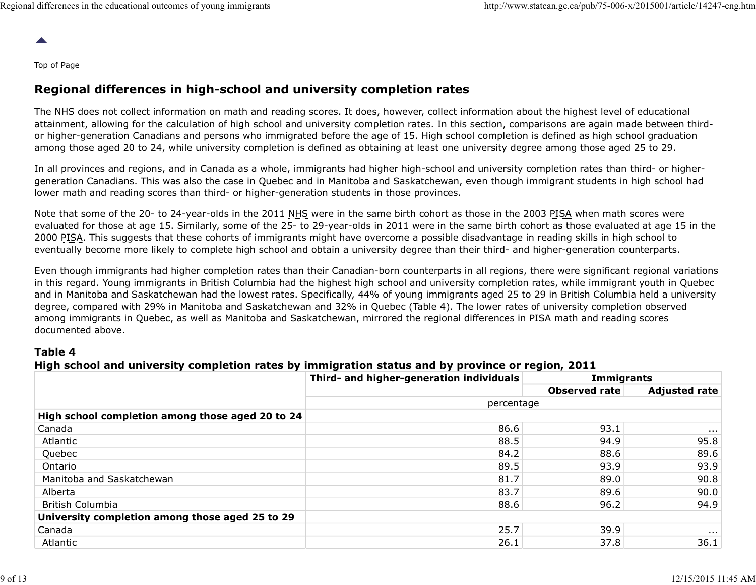Top of Page

## Regional differences in high-school and university completion rates

The NHS does not collect information on math and reading scores. It does, however, collect information about the highest level of educational attainment, allowing for the calculation of high school and university completion rates. In this section, comparisons are again made between third- or higher-generation Canadians and persons who immigrated before the age of 15. High school completion is defined as high school graduation among those aged 20 to 24, while university completion is defined as obtaining at least one university degree among those aged 25 to 29.

In all provinces and regions, and in Canada as a whole, immigrants had higher high-school and university completion rates than third- or higher-generation Canadians. This was also the case in Quebec and in Manitoba and Saskatchewan, even though immigrant students in high school had lower math and reading scores than third- or higher-generation students in those provinces.

Note that some of the 20- to 24-year-olds in the 2011 NHS were in the same birth cohort as those in the 2003 PISA when math scores were evaluated for those at age 15. Similarly, some of the 25- to 29-year-olds in 2011 were in the same birth cohort as those evaluated at age 15 in the 2000 PISA. This suggests that these cohorts of immigrants might have overcome a possible disadvantage in reading skills in high school to eventually become more likely to complete high school and obtain a university degree than their third- and higher-generation counterparts.

Even though immigrants had higher completion rates than their Canadian-born counterparts in all regions, there were significant regional variations in this regard. Young immigrants in British Columbia had the highest high school and university completion rates, while immigrant youth in Quebec and in Manitoba and Saskatchewan had the lowest rates. Specifically, 44% of young immigrants aged 25 to 29 in British Columbia held a university degree, compared with 29% in Manitoba and Saskatchewan and 32% in Quebec (Table 4). The lower rates of university completion observed among immigrants in Quebec, as well as Manitoba and Saskatchewan, mirrored the regional differences in PISA math and reading scores documented above.

### Table 4
### High school and university completion rates by immigration status and by province or region, 2011

| | Third- and higher-generation individuals | Immigrants | |
|---|---|---|---|
| | | Observed rate | Adjusted rate |
| | percentage | | |
| **High school completion among those aged 20 to 24** | | | |
| Canada | 86.6 | 93.1 | ... |
| Atlantic | 88.5 | 94.9 | 95.8 |
| Quebec | 84.2 | 88.6 | 89.6 |
| Ontario | 89.5 | 93.9 | 93.9 |
| Manitoba and Saskatchewan | 81.7 | 89.0 | 90.8 |
| Alberta | 83.7 | 89.6 | 90.0 |
| British Columbia | 88.6 | 96.2 | 94.9 |
| **University completion among those aged 25 to 29** | | | |
| Canada | 25.7 | 39.9 | ... |
| Atlantic | 26.1 | 37.8 | 36.1 |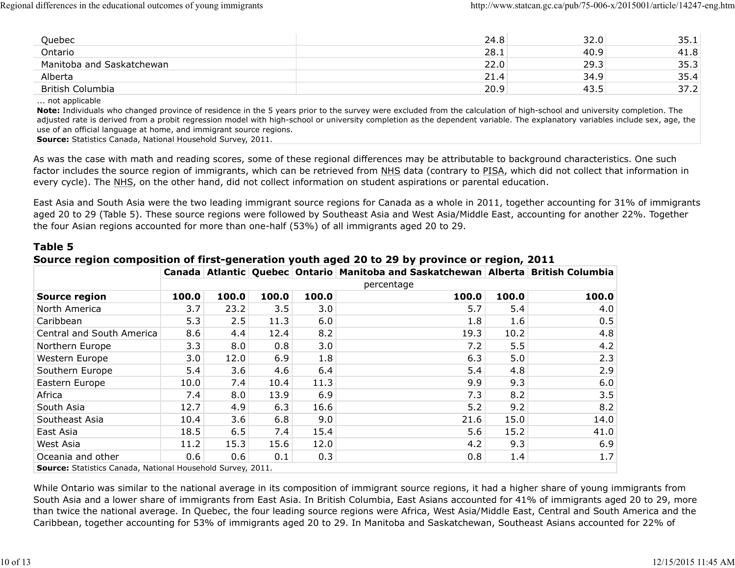| | | | | |
|---|---|---|---|---|
| Quebec | | 24.8 | 32.0 | 35.1 |
| Ontario | | 28.1 | 40.9 | 41.8 |
| Manitoba and Saskatchewan | | 22.0 | 29.3 | 35.3 |
| Alberta | | 21.4 | 34.9 | 35.4 |
| British Columbia | | 20.9 | 43.5 | 37.2 |

... not applicable

**Note:** Individuals who changed province of residence in the 5 years prior to the survey were excluded from the calculation of high-school and university completion. The adjusted rate is derived from a probit regression model with high-school or university completion as the dependent variable. The explanatory variables include sex, age, the use of an official language at home, and immigrant source regions.

**Source:** Statistics Canada, National Household Survey, 2011.

As was the case with math and reading scores, some of these regional differences may be attributable to background characteristics. One such factor includes the source region of immigrants, which can be retrieved from NHS data (contrary to PISA, which did not collect that information in every cycle). The NHS, on the other hand, did not collect information on student aspirations or parental education.

East Asia and South Asia were the two leading immigrant source regions for Canada as a whole in 2011, together accounting for 31% of immigrants aged 20 to 29 (Table 5). These source regions were followed by Southeast Asia and West Asia/Middle East, accounting for another 22%. Together the four Asian regions accounted for more than one-half (53%) of all immigrants aged 20 to 29.

### Table 5
### Source region composition of first-generation youth aged 20 to 29 by province or region, 2011

| | Canada | Atlantic | Quebec | Ontario | Manitoba and Saskatchewan | Alberta | British Columbia |
|---|---|---|---|---|---|---|---|
| | percentage | | | | | | |
| **Source region** | **100.0** | **100.0** | **100.0** | **100.0** | **100.0** | **100.0** | **100.0** |
| North America | 3.7 | 23.2 | 3.5 | 3.0 | 5.7 | 5.4 | 4.0 |
| Caribbean | 5.3 | 2.5 | 11.3 | 6.0 | 1.8 | 1.6 | 0.5 |
| Central and South America | 8.6 | 4.4 | 12.4 | 8.2 | 19.3 | 10.2 | 4.8 |
| Northern Europe | 3.3 | 8.0 | 0.8 | 3.0 | 7.2 | 5.5 | 4.2 |
| Western Europe | 3.0 | 12.0 | 6.9 | 1.8 | 6.3 | 5.0 | 2.3 |
| Southern Europe | 5.4 | 3.6 | 4.6 | 6.4 | 5.4 | 4.8 | 2.9 |
| Eastern Europe | 10.0 | 7.4 | 10.4 | 11.3 | 9.9 | 9.3 | 6.0 |
| Africa | 7.4 | 8.0 | 13.9 | 6.9 | 7.3 | 8.2 | 3.5 |
| South Asia | 12.7 | 4.9 | 6.3 | 16.6 | 5.2 | 9.2 | 8.2 |
| Southeast Asia | 10.4 | 3.6 | 6.8 | 9.0 | 21.6 | 15.0 | 14.0 |
| East Asia | 18.5 | 6.5 | 7.4 | 15.4 | 5.6 | 15.2 | 41.0 |
| West Asia | 11.2 | 15.3 | 15.6 | 12.0 | 4.2 | 9.3 | 6.9 |
| Oceania and other | 0.6 | 0.6 | 0.1 | 0.3 | 0.8 | 1.4 | 1.7 |

**Source:** Statistics Canada, National Household Survey, 2011.

While Ontario was similar to the national average in its composition of immigrant source regions, it had a higher share of young immigrants from South Asia and a lower share of immigrants from East Asia. In British Columbia, East Asians accounted for 41% of immigrants aged 20 to 29, more than twice the national average. In Quebec, the four leading source regions were Africa, West Asia/Middle East, Central and South America and the Caribbean, together accounting for 53% of immigrants aged 20 to 29. In Manitoba and Saskatchewan, Southeast Asians accounted for 22% of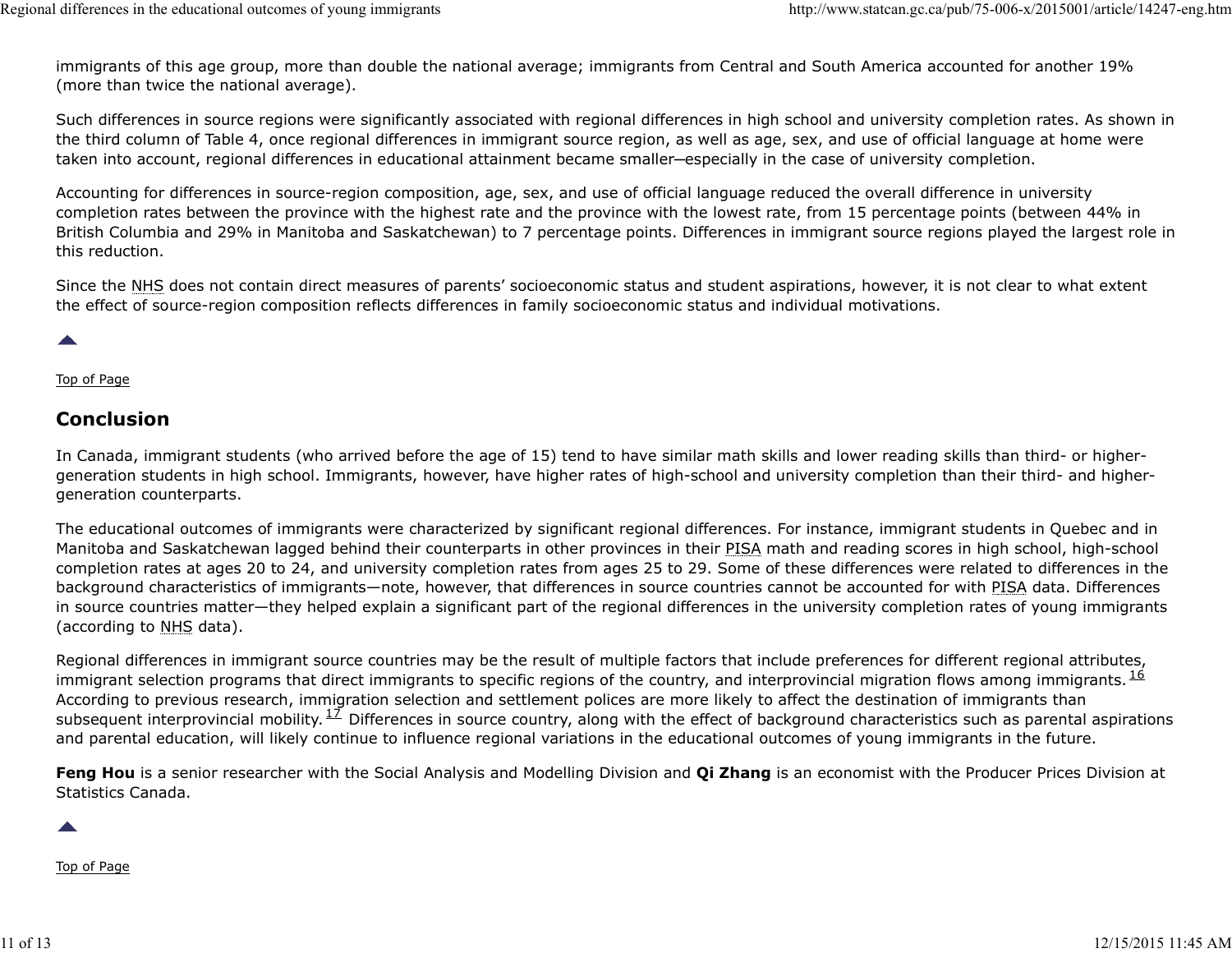immigrants of this age group, more than double the national average; immigrants from Central and South America accounted for another 19% (more than twice the national average).

Such differences in source regions were significantly associated with regional differences in high school and university completion rates. As shown in the third column of Table 4, once regional differences in immigrant source region, as well as age, sex, and use of official language at home were taken into account, regional differences in educational attainment became smaller—especially in the case of university completion.

Accounting for differences in source-region composition, age, sex, and use of official language reduced the overall difference in university completion rates between the province with the highest rate and the province with the lowest rate, from 15 percentage points (between 44% in British Columbia and 29% in Manitoba and Saskatchewan) to 7 percentage points. Differences in immigrant source regions played the largest role in this reduction.

Since the NHS does not contain direct measures of parents' socioeconomic status and student aspirations, however, it is not clear to what extent the effect of source-region composition reflects differences in family socioeconomic status and individual motivations.

Top of Page

## Conclusion

In Canada, immigrant students (who arrived before the age of 15) tend to have similar math skills and lower reading skills than third- or higher-generation students in high school. Immigrants, however, have higher rates of high-school and university completion than their third- and higher-generation counterparts.

The educational outcomes of immigrants were characterized by significant regional differences. For instance, immigrant students in Quebec and in Manitoba and Saskatchewan lagged behind their counterparts in other provinces in their PISA math and reading scores in high school, high-school completion rates at ages 20 to 24, and university completion rates from ages 25 to 29. Some of these differences were related to differences in the background characteristics of immigrants—note, however, that differences in source countries cannot be accounted for with PISA data. Differences in source countries matter—they helped explain a significant part of the regional differences in the university completion rates of young immigrants (according to NHS data).

Regional differences in immigrant source countries may be the result of multiple factors that include preferences for different regional attributes, immigrant selection programs that direct immigrants to specific regions of the country, and interprovincial migration flows among immigrants.[16] According to previous research, immigration selection and settlement polices are more likely to affect the destination of immigrants than subsequent interprovincial mobility.[17] Differences in source country, along with the effect of background characteristics such as parental aspirations and parental education, will likely continue to influence regional variations in the educational outcomes of young immigrants in the future.

**Feng Hou** is a senior researcher with the Social Analysis and Modelling Division and **Qi Zhang** is an economist with the Producer Prices Division at Statistics Canada.

Top of Page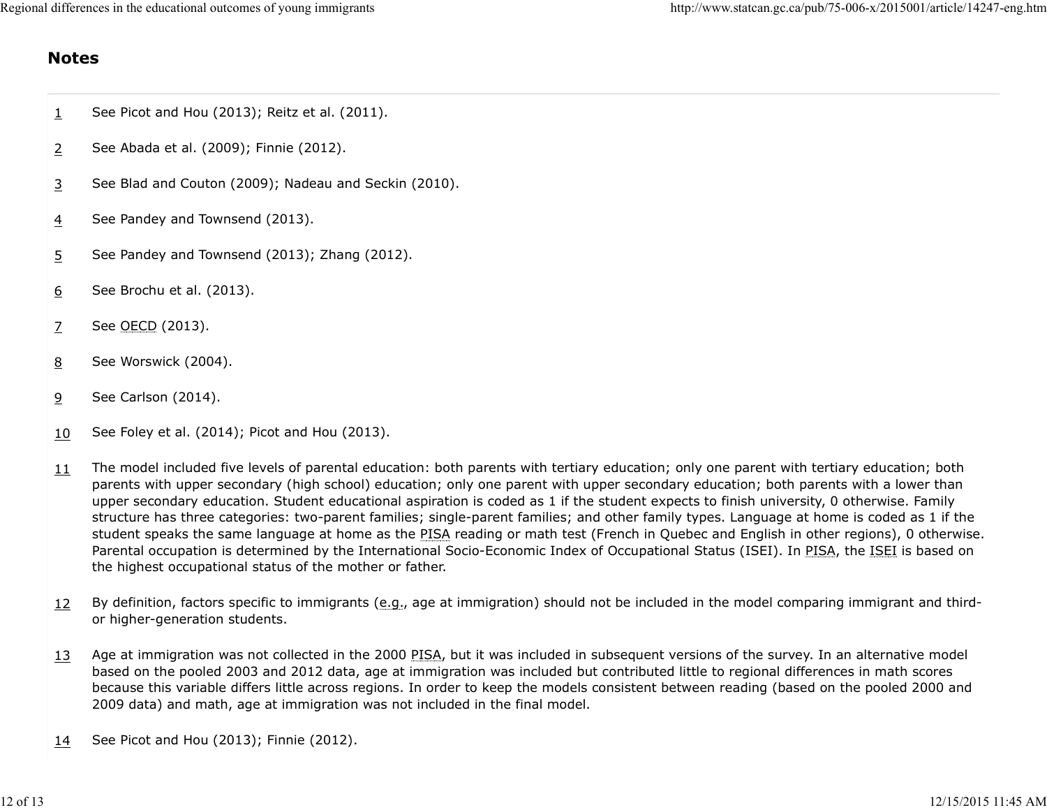## Notes

1. See Picot and Hou (2013); Reitz et al. (2011).

2. See Abada et al. (2009); Finnie (2012).

3. See Blad and Couton (2009); Nadeau and Seckin (2010).

4. See Pandey and Townsend (2013).

5. See Pandey and Townsend (2013); Zhang (2012).

6. See Brochu et al. (2013).

7. See OECD (2013).

8. See Worswick (2004).

9. See Carlson (2014).

10. See Foley et al. (2014); Picot and Hou (2013).

11. The model included five levels of parental education: both parents with tertiary education; only one parent with tertiary education; both parents with upper secondary (high school) education; only one parent with upper secondary education; both parents with a lower than upper secondary education. Student educational aspiration is coded as 1 if the student expects to finish university, 0 otherwise. Family structure has three categories: two-parent families; single-parent families; and other family types. Language at home is coded as 1 if the student speaks the same language at home as the PISA reading or math test (French in Quebec and English in other regions), 0 otherwise. Parental occupation is determined by the International Socio-Economic Index of Occupational Status (ISEI). In PISA, the ISEI is based on the highest occupational status of the mother or father.

12. By definition, factors specific to immigrants (e.g., age at immigration) should not be included in the model comparing immigrant and third- or higher-generation students.

13. Age at immigration was not collected in the 2000 PISA, but it was included in subsequent versions of the survey. In an alternative model based on the pooled 2003 and 2012 data, age at immigration was included but contributed little to regional differences in math scores because this variable differs little across regions. In order to keep the models consistent between reading (based on the pooled 2000 and 2009 data) and math, age at immigration was not included in the final model.

14. See Picot and Hou (2013); Finnie (2012).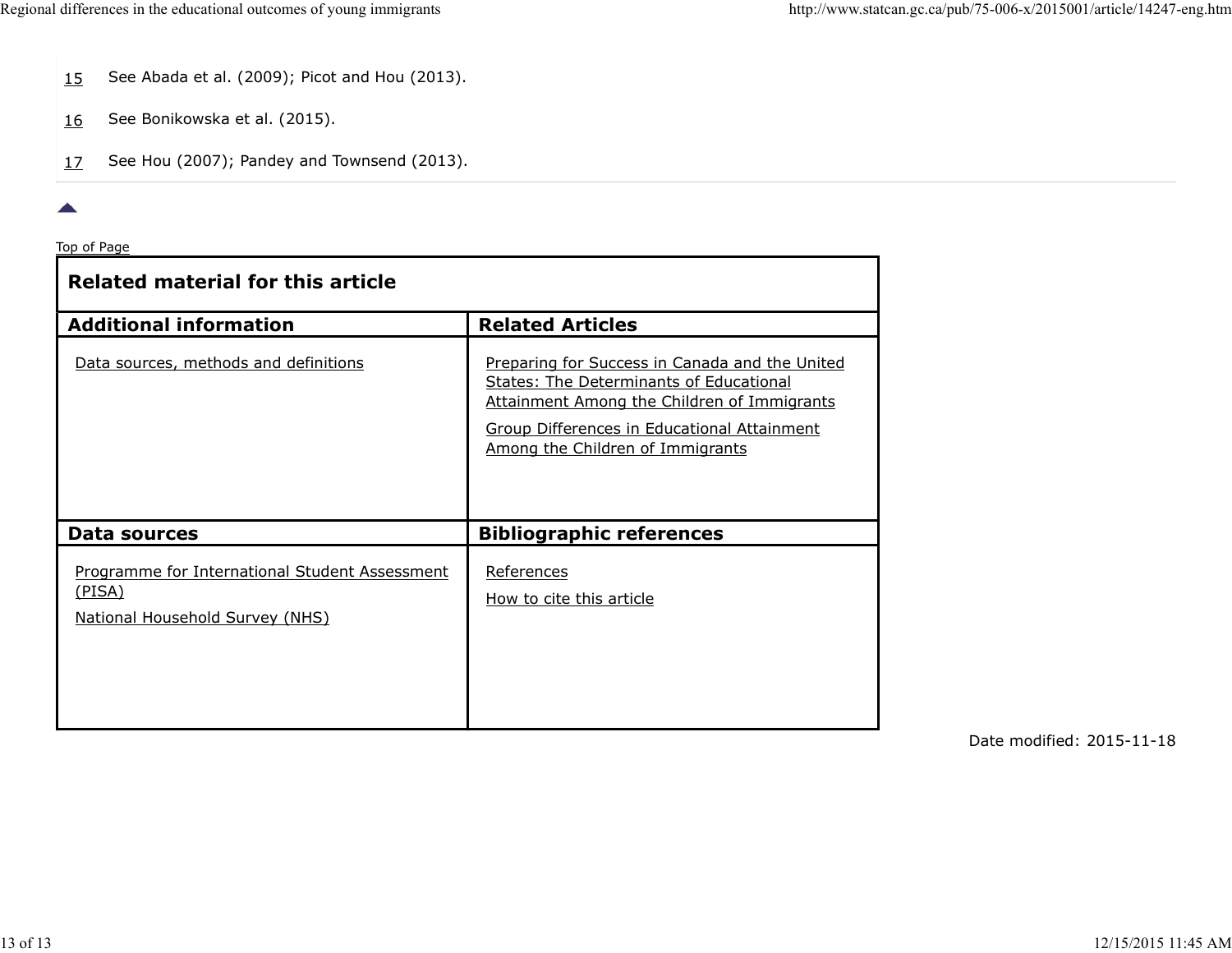15 See Abada et al. (2009); Picot and Hou (2013).

16 See Bonikowska et al. (2015).

17 See Hou (2007); Pandey and Townsend (2013).

Top of Page

## Related material for this article

| Additional information | Related Articles |
| --- | --- |
| Data sources, methods and definitions | Preparing for Success in Canada and the United States: The Determinants of Educational Attainment Among the Children of Immigrants<br>Group Differences in Educational Attainment Among the Children of Immigrants |
| **Data sources** | **Bibliographic references** |
| Programme for International Student Assessment (PISA)<br>National Household Survey (NHS) | References<br>How to cite this article |

Date modified: 2015-11-18